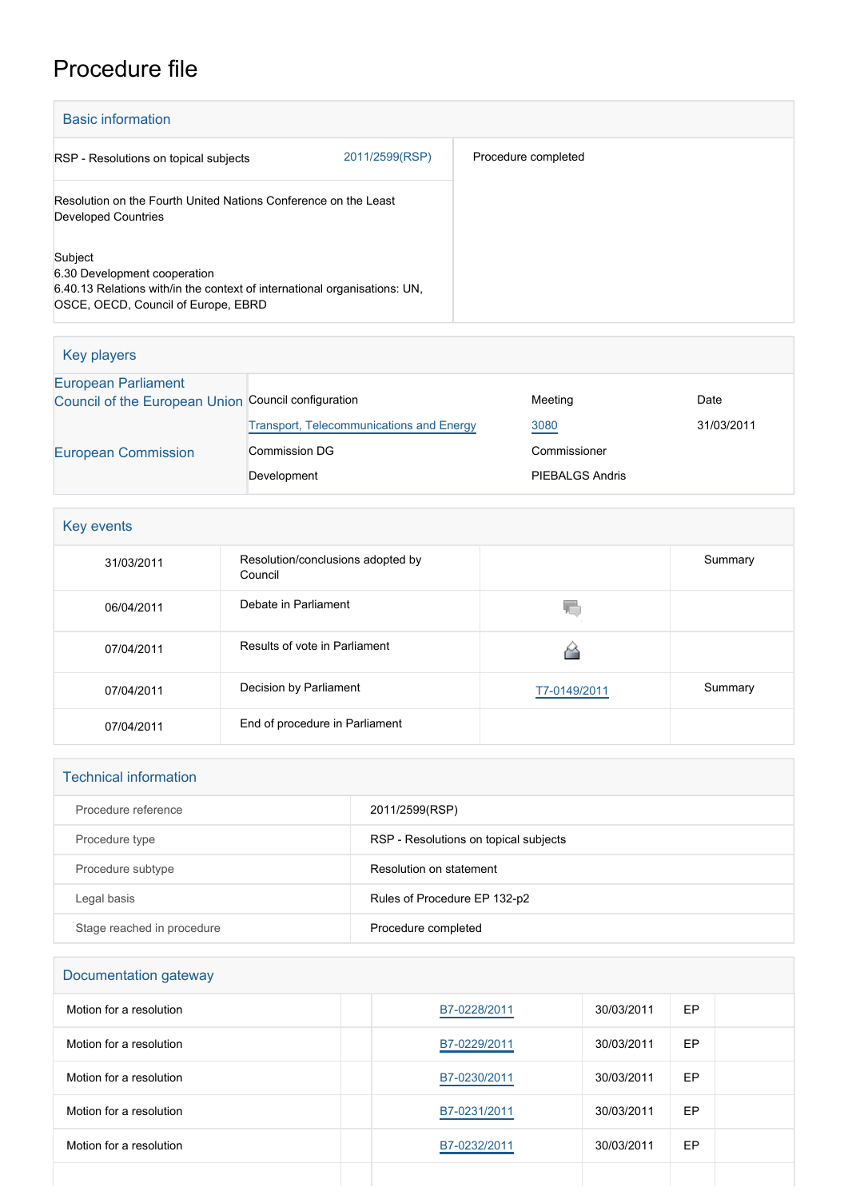# Procedure file

## Basic information

| | | |
|---|---|---|
| RSP - Resolutions on topical subjects | 2011/2599(RSP) | Procedure completed |
| Resolution on the Fourth United Nations Conference on the Least Developed Countries | | |
| Subject<br>6.30 Development cooperation<br>6.40.13 Relations with/in the context of international organisations: UN, OSCE, OECD, Council of Europe, EBRD | | |

## Key players

| | | | |
|---|---|---|---|
| European Parliament | | | |
| Council of the European Union | Council configuration | Meeting | Date |
| | Transport, Telecommunications and Energy | 3080 | 31/03/2011 |
| European Commission | Commission DG | Commissioner | |
| | Development | PIEBALGS Andris | |

## Key events

| | | | |
|---|---|---|---|
| 31/03/2011 | Resolution/conclusions adopted by Council | | Summary |
| 06/04/2011 | Debate in Parliament | | |
| 07/04/2011 | Results of vote in Parliament | | |
| 07/04/2011 | Decision by Parliament | T7-0149/2011 | Summary |
| 07/04/2011 | End of procedure in Parliament | | |

## Technical information

| | |
|---|---|
| Procedure reference | 2011/2599(RSP) |
| Procedure type | RSP - Resolutions on topical subjects |
| Procedure subtype | Resolution on statement |
| Legal basis | Rules of Procedure EP 132-p2 |
| Stage reached in procedure | Procedure completed |

## Documentation gateway

| | | | | | |
|---|---|---|---|---|---|
| Motion for a resolution | | B7-0228/2011 | 30/03/2011 | EP | |
| Motion for a resolution | | B7-0229/2011 | 30/03/2011 | EP | |
| Motion for a resolution | | B7-0230/2011 | 30/03/2011 | EP | |
| Motion for a resolution | | B7-0231/2011 | 30/03/2011 | EP | |
| Motion for a resolution | | B7-0232/2011 | 30/03/2011 | EP | |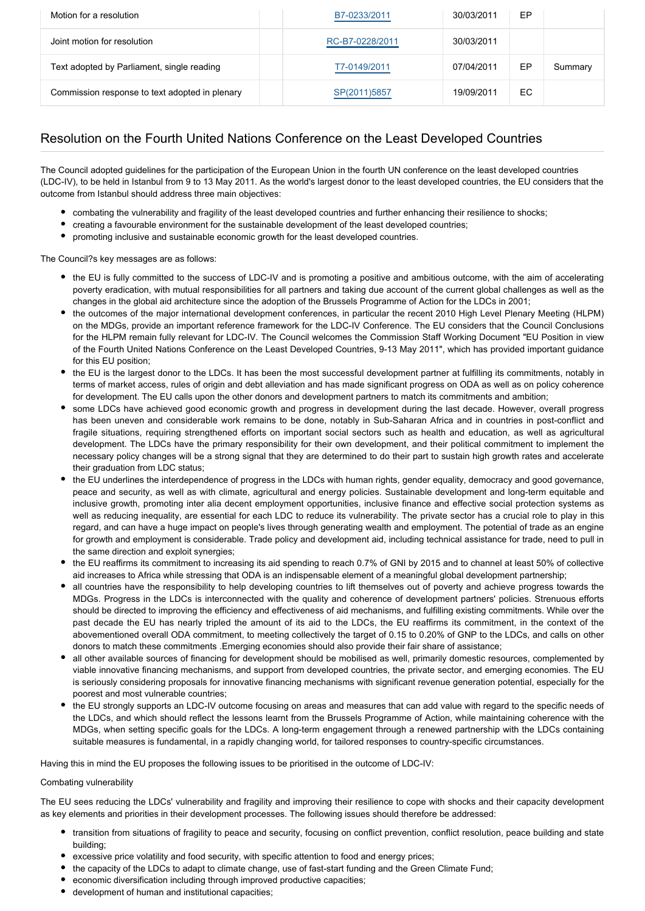| Motion for a resolution | | B7-0233/2011 | 30/03/2011 | EP | |
|---|---|---|---|---|---|
| Joint motion for resolution | | RC-B7-0228/2011 | 30/03/2011 | | |
| Text adopted by Parliament, single reading | | T7-0149/2011 | 07/04/2011 | EP | Summary |
| Commission response to text adopted in plenary | | SP(2011)5857 | 19/09/2011 | EC | |

## Resolution on the Fourth United Nations Conference on the Least Developed Countries

The Council adopted guidelines for the participation of the European Union in the fourth UN conference on the least developed countries (LDC-IV), to be held in Istanbul from 9 to 13 May 2011. As the world's largest donor to the least developed countries, the EU considers that the outcome from Istanbul should address three main objectives:

- combating the vulnerability and fragility of the least developed countries and further enhancing their resilience to shocks;
- creating a favourable environment for the sustainable development of the least developed countries;
- promoting inclusive and sustainable economic growth for the least developed countries.

The Council?s key messages are as follows:

- the EU is fully committed to the success of LDC-IV and is promoting a positive and ambitious outcome, with the aim of accelerating poverty eradication, with mutual responsibilities for all partners and taking due account of the current global challenges as well as the changes in the global aid architecture since the adoption of the Brussels Programme of Action for the LDCs in 2001;
- the outcomes of the major international development conferences, in particular the recent 2010 High Level Plenary Meeting (HLPM) on the MDGs, provide an important reference framework for the LDC-IV Conference. The EU considers that the Council Conclusions for the HLPM remain fully relevant for LDC-IV. The Council welcomes the Commission Staff Working Document "EU Position in view of the Fourth United Nations Conference on the Least Developed Countries, 9-13 May 2011", which has provided important guidance for this EU position;
- the EU is the largest donor to the LDCs. It has been the most successful development partner at fulfilling its commitments, notably in terms of market access, rules of origin and debt alleviation and has made significant progress on ODA as well as on policy coherence for development. The EU calls upon the other donors and development partners to match its commitments and ambition;
- some LDCs have achieved good economic growth and progress in development during the last decade. However, overall progress has been uneven and considerable work remains to be done, notably in Sub-Saharan Africa and in countries in post-conflict and fragile situations, requiring strengthened efforts on important social sectors such as health and education, as well as agricultural development. The LDCs have the primary responsibility for their own development, and their political commitment to implement the necessary policy changes will be a strong signal that they are determined to do their part to sustain high growth rates and accelerate their graduation from LDC status;
- the EU underlines the interdependence of progress in the LDCs with human rights, gender equality, democracy and good governance, peace and security, as well as with climate, agricultural and energy policies. Sustainable development and long-term equitable and inclusive growth, promoting inter alia decent employment opportunities, inclusive finance and effective social protection systems as well as reducing inequality, are essential for each LDC to reduce its vulnerability. The private sector has a crucial role to play in this regard, and can have a huge impact on people's lives through generating wealth and employment. The potential of trade as an engine for growth and employment is considerable. Trade policy and development aid, including technical assistance for trade, need to pull in the same direction and exploit synergies;
- the EU reaffirms its commitment to increasing its aid spending to reach 0.7% of GNI by 2015 and to channel at least 50% of collective aid increases to Africa while stressing that ODA is an indispensable element of a meaningful global development partnership;
- all countries have the responsibility to help developing countries to lift themselves out of poverty and achieve progress towards the MDGs. Progress in the LDCs is interconnected with the quality and coherence of development partners' policies. Strenuous efforts should be directed to improving the efficiency and effectiveness of aid mechanisms, and fulfilling existing commitments. While over the past decade the EU has nearly tripled the amount of its aid to the LDCs, the EU reaffirms its commitment, in the context of the abovementioned overall ODA commitment, to meeting collectively the target of 0.15 to 0.20% of GNP to the LDCs, and calls on other donors to match these commitments .Emerging economies should also provide their fair share of assistance;
- all other available sources of financing for development should be mobilised as well, primarily domestic resources, complemented by viable innovative financing mechanisms, and support from developed countries, the private sector, and emerging economies. The EU is seriously considering proposals for innovative financing mechanisms with significant revenue generation potential, especially for the poorest and most vulnerable countries;
- the EU strongly supports an LDC-IV outcome focusing on areas and measures that can add value with regard to the specific needs of the LDCs, and which should reflect the lessons learnt from the Brussels Programme of Action, while maintaining coherence with the MDGs, when setting specific goals for the LDCs. A long-term engagement through a renewed partnership with the LDCs containing suitable measures is fundamental, in a rapidly changing world, for tailored responses to country-specific circumstances.

Having this in mind the EU proposes the following issues to be prioritised in the outcome of LDC-IV:

Combating vulnerability

The EU sees reducing the LDCs' vulnerability and fragility and improving their resilience to cope with shocks and their capacity development as key elements and priorities in their development processes. The following issues should therefore be addressed:

- transition from situations of fragility to peace and security, focusing on conflict prevention, conflict resolution, peace building and state building;
- excessive price volatility and food security, with specific attention to food and energy prices;
- the capacity of the LDCs to adapt to climate change, use of fast-start funding and the Green Climate Fund;
- economic diversification including through improved productive capacities;
- development of human and institutional capacities;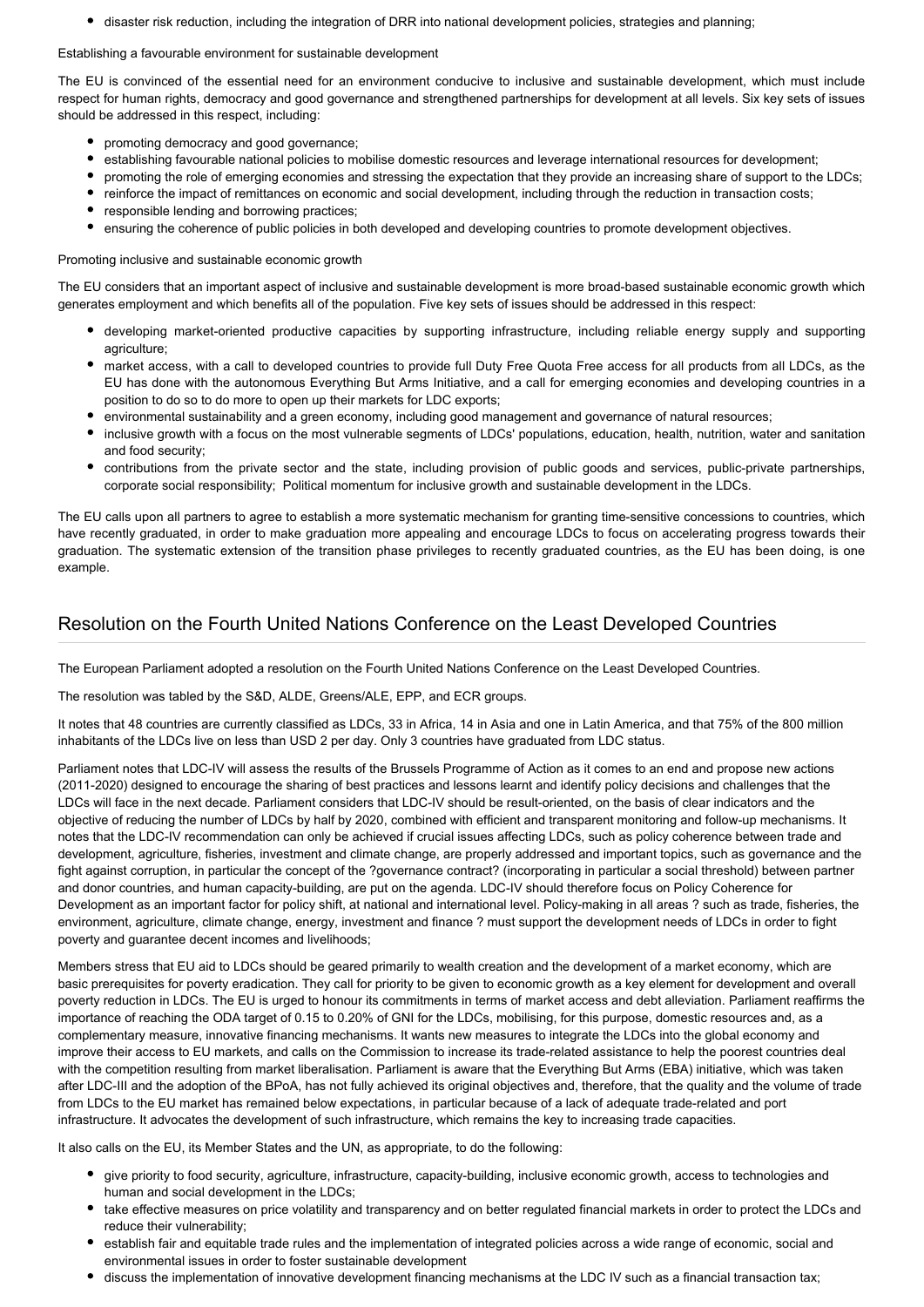- disaster risk reduction, including the integration of DRR into national development policies, strategies and planning;

Establishing a favourable environment for sustainable development

The EU is convinced of the essential need for an environment conducive to inclusive and sustainable development, which must include respect for human rights, democracy and good governance and strengthened partnerships for development at all levels. Six key sets of issues should be addressed in this respect, including:

- promoting democracy and good governance;
- establishing favourable national policies to mobilise domestic resources and leverage international resources for development;
- promoting the role of emerging economies and stressing the expectation that they provide an increasing share of support to the LDCs;
- reinforce the impact of remittances on economic and social development, including through the reduction in transaction costs;
- responsible lending and borrowing practices;
- ensuring the coherence of public policies in both developed and developing countries to promote development objectives.

Promoting inclusive and sustainable economic growth

The EU considers that an important aspect of inclusive and sustainable development is more broad-based sustainable economic growth which generates employment and which benefits all of the population. Five key sets of issues should be addressed in this respect:

- developing market-oriented productive capacities by supporting infrastructure, including reliable energy supply and supporting agriculture;
- market access, with a call to developed countries to provide full Duty Free Quota Free access for all products from all LDCs, as the EU has done with the autonomous Everything But Arms Initiative, and a call for emerging economies and developing countries in a position to do so to do more to open up their markets for LDC exports;
- environmental sustainability and a green economy, including good management and governance of natural resources;
- inclusive growth with a focus on the most vulnerable segments of LDCs' populations, education, health, nutrition, water and sanitation and food security;
- contributions from the private sector and the state, including provision of public goods and services, public-private partnerships, corporate social responsibility; Political momentum for inclusive growth and sustainable development in the LDCs.

The EU calls upon all partners to agree to establish a more systematic mechanism for granting time-sensitive concessions to countries, which have recently graduated, in order to make graduation more appealing and encourage LDCs to focus on accelerating progress towards their graduation. The systematic extension of the transition phase privileges to recently graduated countries, as the EU has been doing, is one example.

## Resolution on the Fourth United Nations Conference on the Least Developed Countries

The European Parliament adopted a resolution on the Fourth United Nations Conference on the Least Developed Countries.

The resolution was tabled by the S&D, ALDE, Greens/ALE, EPP, and ECR groups.

It notes that 48 countries are currently classified as LDCs, 33 in Africa, 14 in Asia and one in Latin America, and that 75% of the 800 million inhabitants of the LDCs live on less than USD 2 per day. Only 3 countries have graduated from LDC status.

Parliament notes that LDC-IV will assess the results of the Brussels Programme of Action as it comes to an end and propose new actions (2011-2020) designed to encourage the sharing of best practices and lessons learnt and identify policy decisions and challenges that the LDCs will face in the next decade. Parliament considers that LDC-IV should be result-oriented, on the basis of clear indicators and the objective of reducing the number of LDCs by half by 2020, combined with efficient and transparent monitoring and follow-up mechanisms. It notes that the LDC-IV recommendation can only be achieved if crucial issues affecting LDCs, such as policy coherence between trade and development, agriculture, fisheries, investment and climate change, are properly addressed and important topics, such as governance and the fight against corruption, in particular the concept of the ?governance contract? (incorporating in particular a social threshold) between partner and donor countries, and human capacity-building, are put on the agenda. LDC-IV should therefore focus on Policy Coherence for Development as an important factor for policy shift, at national and international level. Policy-making in all areas ? such as trade, fisheries, the environment, agriculture, climate change, energy, investment and finance ? must support the development needs of LDCs in order to fight poverty and guarantee decent incomes and livelihoods;

Members stress that EU aid to LDCs should be geared primarily to wealth creation and the development of a market economy, which are basic prerequisites for poverty eradication. They call for priority to be given to economic growth as a key element for development and overall poverty reduction in LDCs. The EU is urged to honour its commitments in terms of market access and debt alleviation. Parliament reaffirms the importance of reaching the ODA target of 0.15 to 0.20% of GNI for the LDCs, mobilising, for this purpose, domestic resources and, as a complementary measure, innovative financing mechanisms. It wants new measures to integrate the LDCs into the global economy and improve their access to EU markets, and calls on the Commission to increase its trade-related assistance to help the poorest countries deal with the competition resulting from market liberalisation. Parliament is aware that the Everything But Arms (EBA) initiative, which was taken after LDC-III and the adoption of the BPoA, has not fully achieved its original objectives and, therefore, that the quality and the volume of trade from LDCs to the EU market has remained below expectations, in particular because of a lack of adequate trade-related and port infrastructure. It advocates the development of such infrastructure, which remains the key to increasing trade capacities.

It also calls on the EU, its Member States and the UN, as appropriate, to do the following:

- give priority to food security, agriculture, infrastructure, capacity-building, inclusive economic growth, access to technologies and human and social development in the LDCs;
- take effective measures on price volatility and transparency and on better regulated financial markets in order to protect the LDCs and reduce their vulnerability;
- establish fair and equitable trade rules and the implementation of integrated policies across a wide range of economic, social and environmental issues in order to foster sustainable development
- discuss the implementation of innovative development financing mechanisms at the LDC IV such as a financial transaction tax;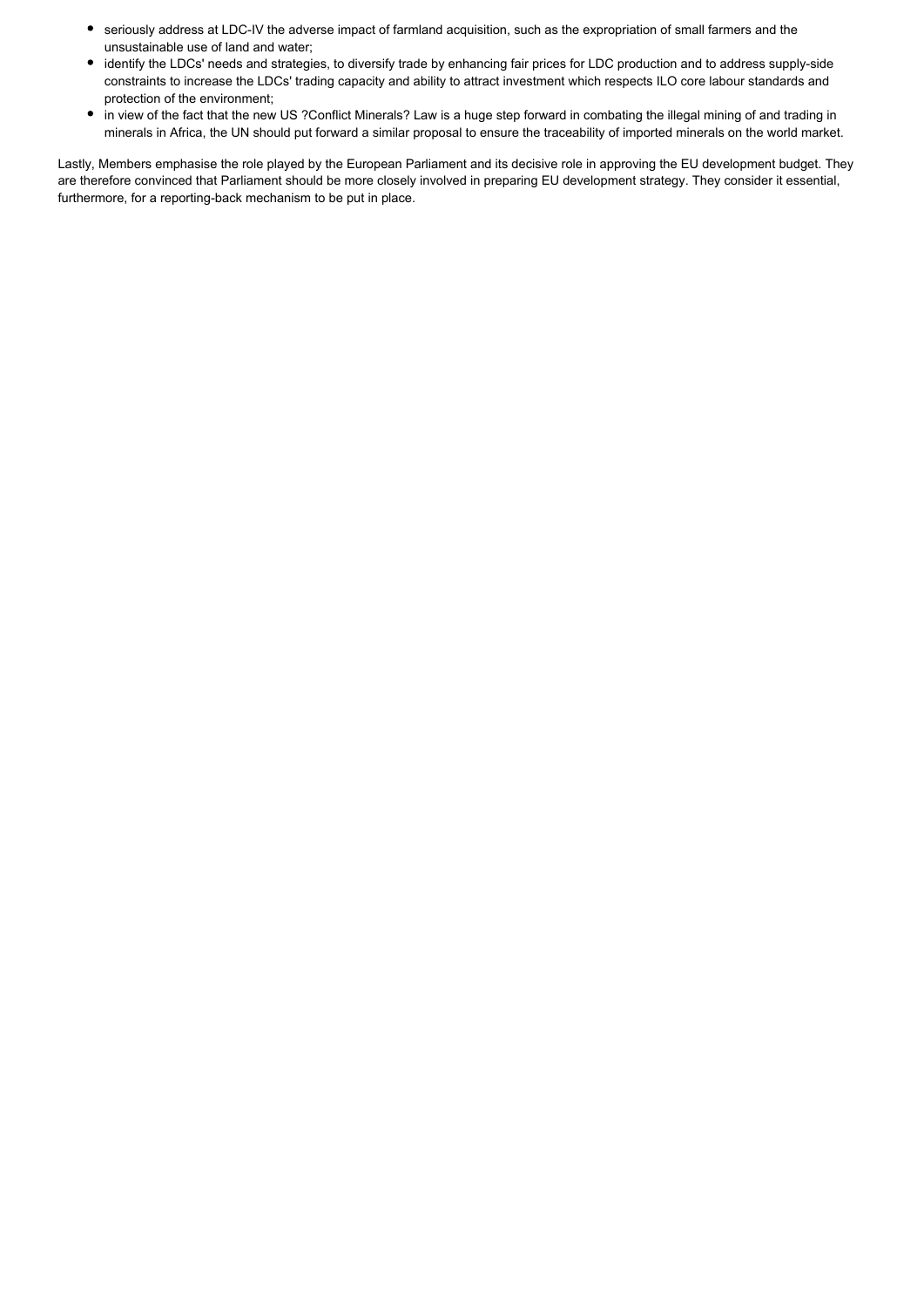- seriously address at LDC-IV the adverse impact of farmland acquisition, such as the expropriation of small farmers and the unsustainable use of land and water;
- identify the LDCs' needs and strategies, to diversify trade by enhancing fair prices for LDC production and to address supply-side constraints to increase the LDCs' trading capacity and ability to attract investment which respects ILO core labour standards and protection of the environment;
- in view of the fact that the new US ?Conflict Minerals? Law is a huge step forward in combating the illegal mining of and trading in minerals in Africa, the UN should put forward a similar proposal to ensure the traceability of imported minerals on the world market.

Lastly, Members emphasise the role played by the European Parliament and its decisive role in approving the EU development budget. They are therefore convinced that Parliament should be more closely involved in preparing EU development strategy. They consider it essential, furthermore, for a reporting-back mechanism to be put in place.